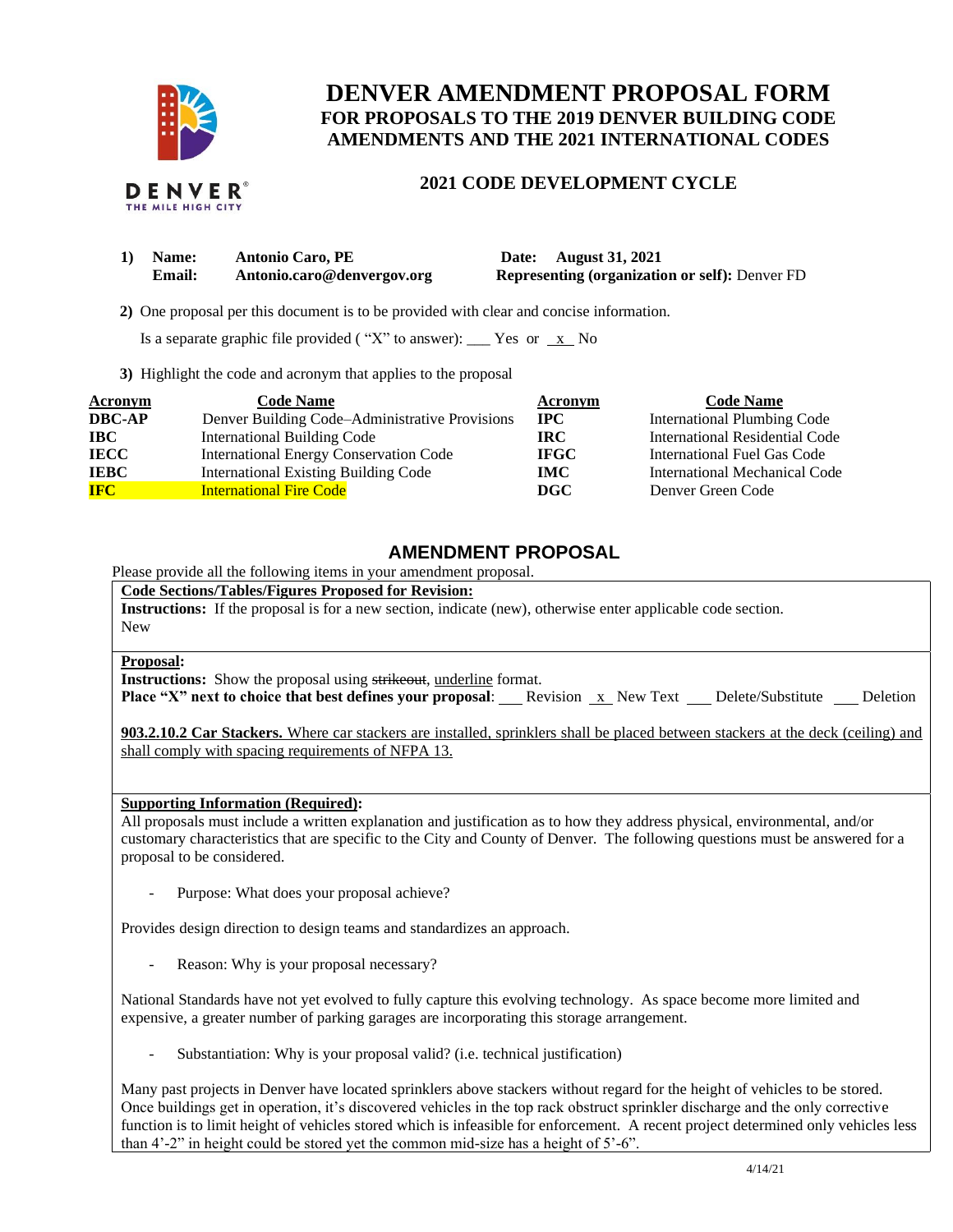# DENVER AMENDMENT PROPOSAL FORM

## FOR PROPOSALS TO THE 2019 DENVER BUILDING CODE AMENDMENTS AND THE 2021 INTERNATIONAL CODES

### 2021 CODE DEVELOPMENT CYCLE

**1) Name:** **Antonio Caro, PE** **Date: August 31, 2021**
**Email:** **Antonio.caro@denvergov.org** **Representing (organization or self):** Denver FD

**2)** One proposal per this document is to be provided with clear and concise information.

Is a separate graphic file provided ( "X" to answer): ___ Yes or _x_ No

**3)** Highlight the code and acronym that applies to the proposal

| Acronym | Code Name | Acronym | Code Name |
|---|---|---|---|
| **DBC-AP** | Denver Building Code–Administrative Provisions | **IPC** | International Plumbing Code |
| **IBC** | International Building Code | **IRC** | International Residential Code |
| **IECC** | International Energy Conservation Code | **IFGC** | International Fuel Gas Code |
| **IEBC** | International Existing Building Code | **IMC** | International Mechanical Code |
| **IFC** | International Fire Code | **DGC** | Denver Green Code |

## AMENDMENT PROPOSAL

Please provide all the following items in your amendment proposal.

**Code Sections/Tables/Figures Proposed for Revision:**

**Instructions:** If the proposal is for a new section, indicate (new), otherwise enter applicable code section.

New

**Proposal:**

**Instructions:** Show the proposal using ~~strikeout~~, underline format.

**Place "X" next to choice that best defines your proposal**: ___ Revision _x_ New Text ___ Delete/Substitute ___ Deletion

**903.2.10.2 Car Stackers.** Where car stackers are installed, sprinklers shall be placed between stackers at the deck (ceiling) and shall comply with spacing requirements of NFPA 13.

**Supporting Information (Required):**

All proposals must include a written explanation and justification as to how they address physical, environmental, and/or customary characteristics that are specific to the City and County of Denver. The following questions must be answered for a proposal to be considered.

- Purpose: What does your proposal achieve?

Provides design direction to design teams and standardizes an approach.

- Reason: Why is your proposal necessary?

National Standards have not yet evolved to fully capture this evolving technology. As space become more limited and expensive, a greater number of parking garages are incorporating this storage arrangement.

- Substantiation: Why is your proposal valid? (i.e. technical justification)

Many past projects in Denver have located sprinklers above stackers without regard for the height of vehicles to be stored. Once buildings get in operation, it's discovered vehicles in the top rack obstruct sprinkler discharge and the only corrective function is to limit height of vehicles stored which is infeasible for enforcement. A recent project determined only vehicles less than 4'-2" in height could be stored yet the common mid-size has a height of 5'-6".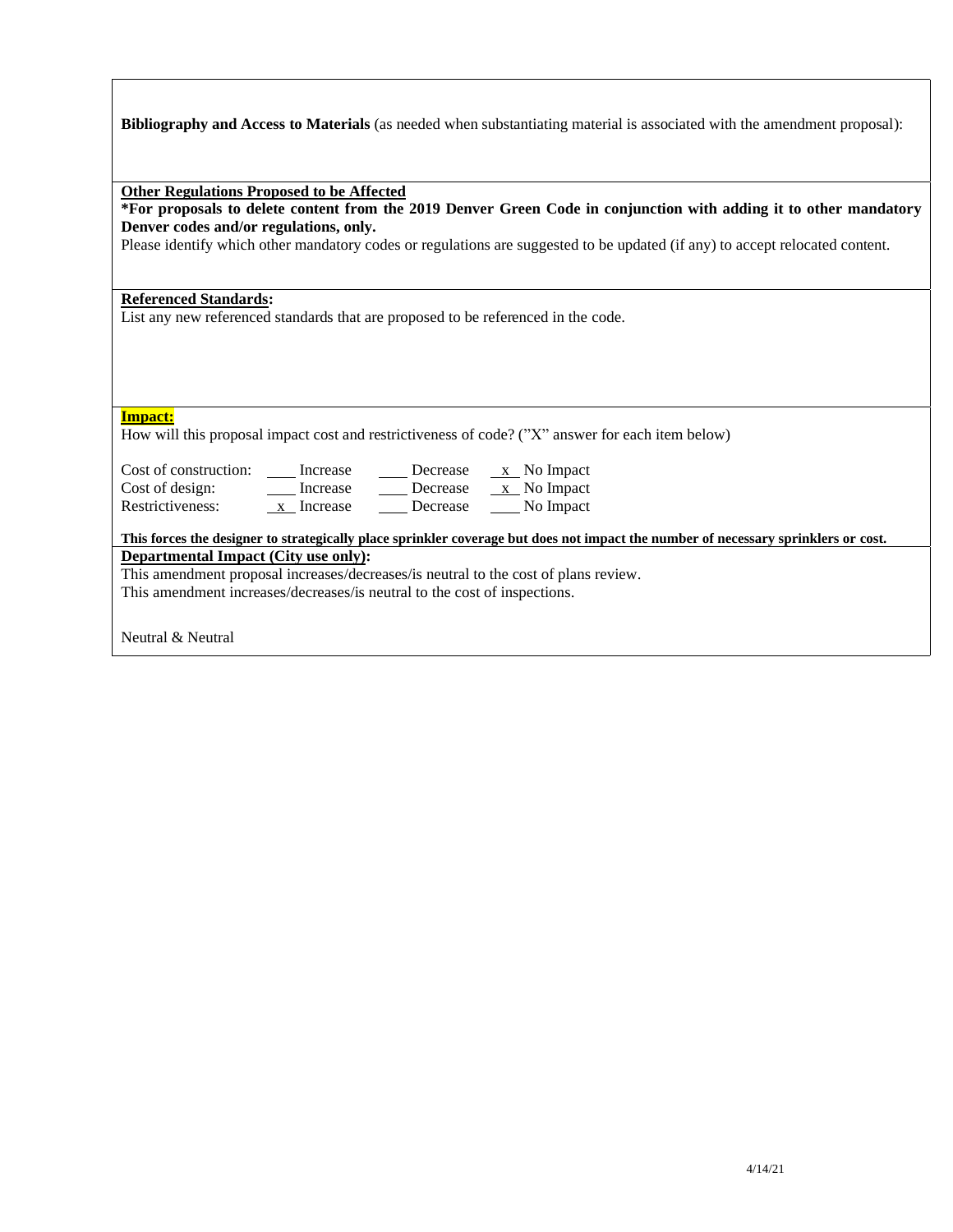**Bibliography and Access to Materials** (as needed when substantiating material is associated with the amendment proposal):

**Other Regulations Proposed to be Affected**

**\*For proposals to delete content from the 2019 Denver Green Code in conjunction with adding it to other mandatory Denver codes and/or regulations, only.**

Please identify which other mandatory codes or regulations are suggested to be updated (if any) to accept relocated content.

**Referenced Standards:**

List any new referenced standards that are proposed to be referenced in the code.

**Impact:**

How will this proposal impact cost and restrictiveness of code? ("X" answer for each item below)

| | | | |
|---|---|---|---|
| Cost of construction: | ___ Increase | ___ Decrease | _x_ No Impact |
| Cost of design: | ___ Increase | ___ Decrease | _x_ No Impact |
| Restrictiveness: | _x_ Increase | ___ Decrease | ___ No Impact |

**This forces the designer to strategically place sprinkler coverage but does not impact the number of necessary sprinklers or cost.**

**Departmental Impact (City use only):**

This amendment proposal increases/decreases/is neutral to the cost of plans review.

This amendment increases/decreases/is neutral to the cost of inspections.

Neutral & Neutral

4/14/21